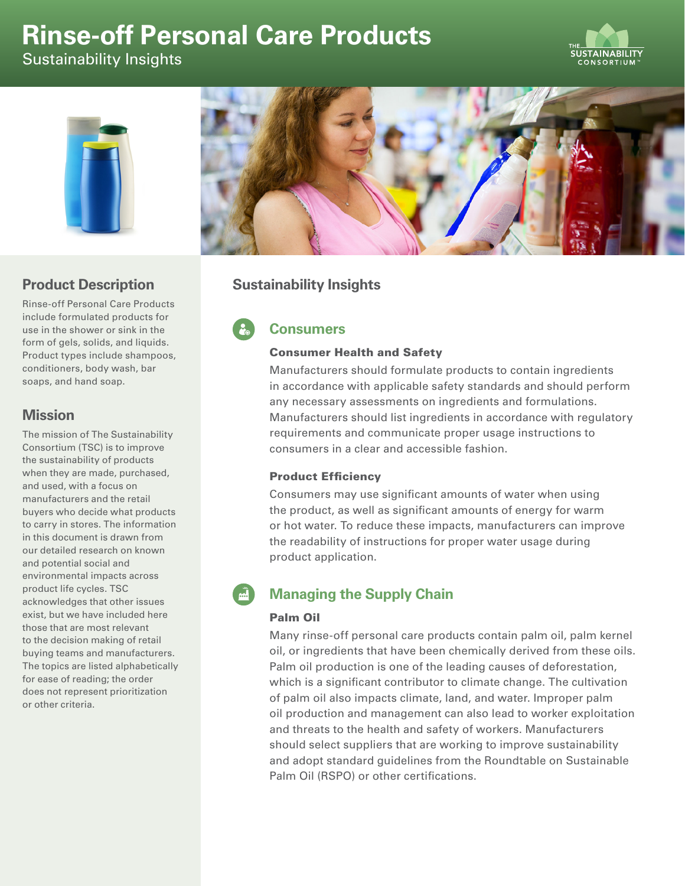# Rinse-off Personal Care Products

Sustainability Insights

## Product Description

Rinse-off Personal Care Products include formulated products for use in the shower or sink in the form of gels, solids, and liquids. Product types include shampoos, conditioners, body wash, bar soaps, and hand soap.

## Mission

The mission of The Sustainability Consortium (TSC) is to improve the sustainability of products when they are made, purchased, and used, with a focus on manufacturers and the retail buyers who decide what products to carry in stores. The information in this document is drawn from our detailed research on known and potential social and environmental impacts across product life cycles. TSC acknowledges that other issues exist, but we have included here those that are most relevant to the decision making of retail buying teams and manufacturers. The topics are listed alphabetically for ease of reading; the order does not represent prioritization or other criteria.

## Sustainability Insights

### Consumers

**Consumer Health and Safety**

Manufacturers should formulate products to contain ingredients in accordance with applicable safety standards and should perform any necessary assessments on ingredients and formulations. Manufacturers should list ingredients in accordance with regulatory requirements and communicate proper usage instructions to consumers in a clear and accessible fashion.

**Product Efficiency**

Consumers may use significant amounts of water when using the product, as well as significant amounts of energy for warm or hot water. To reduce these impacts, manufacturers can improve the readability of instructions for proper water usage during product application.

### Managing the Supply Chain

**Palm Oil**

Many rinse-off personal care products contain palm oil, palm kernel oil, or ingredients that have been chemically derived from these oils. Palm oil production is one of the leading causes of deforestation, which is a significant contributor to climate change. The cultivation of palm oil also impacts climate, land, and water. Improper palm oil production and management can also lead to worker exploitation and threats to the health and safety of workers. Manufacturers should select suppliers that are working to improve sustainability and adopt standard guidelines from the Roundtable on Sustainable Palm Oil (RSPO) or other certifications.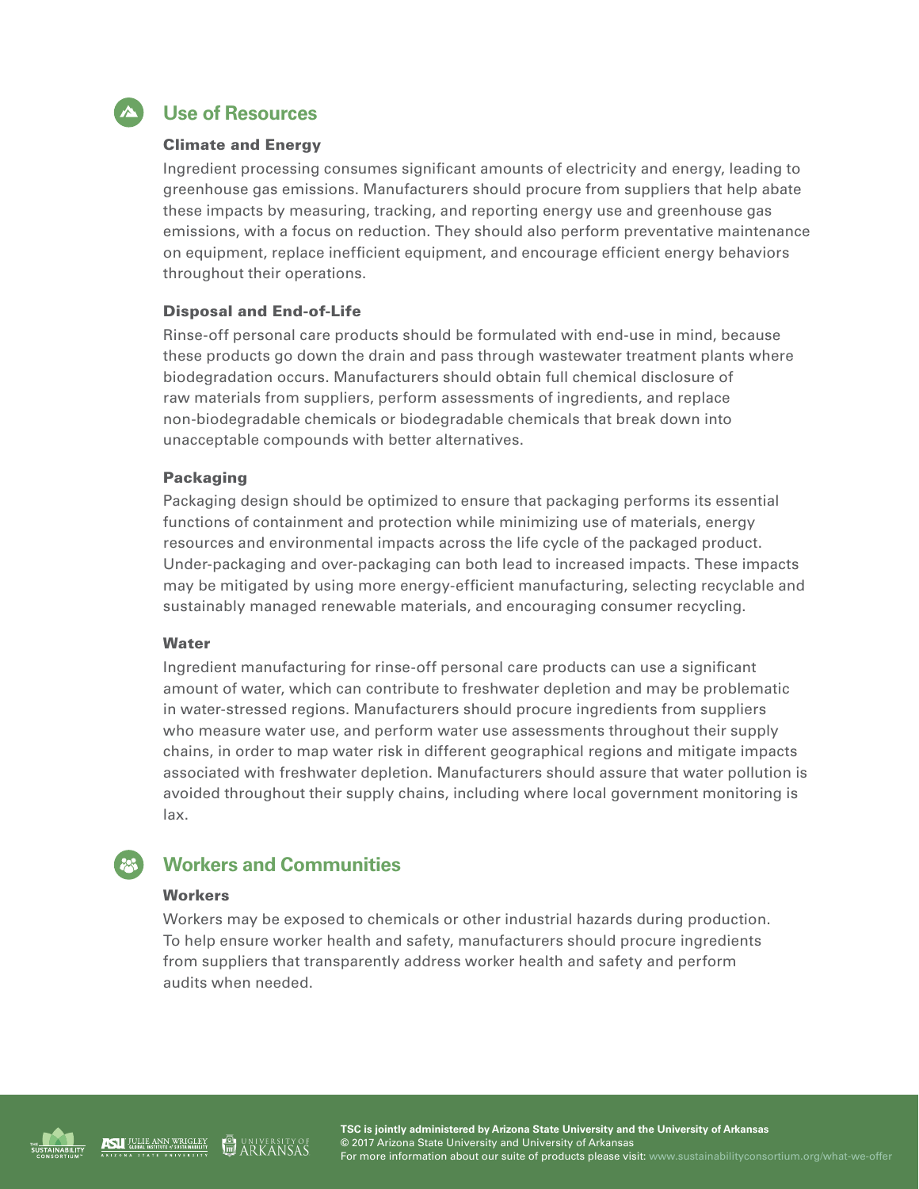## Use of Resources

### Climate and Energy

Ingredient processing consumes significant amounts of electricity and energy, leading to greenhouse gas emissions. Manufacturers should procure from suppliers that help abate these impacts by measuring, tracking, and reporting energy use and greenhouse gas emissions, with a focus on reduction. They should also perform preventative maintenance on equipment, replace inefficient equipment, and encourage efficient energy behaviors throughout their operations.

### Disposal and End-of-Life

Rinse-off personal care products should be formulated with end-use in mind, because these products go down the drain and pass through wastewater treatment plants where biodegradation occurs. Manufacturers should obtain full chemical disclosure of raw materials from suppliers, perform assessments of ingredients, and replace non-biodegradable chemicals or biodegradable chemicals that break down into unacceptable compounds with better alternatives.

### Packaging

Packaging design should be optimized to ensure that packaging performs its essential functions of containment and protection while minimizing use of materials, energy resources and environmental impacts across the life cycle of the packaged product. Under-packaging and over-packaging can both lead to increased impacts. These impacts may be mitigated by using more energy-efficient manufacturing, selecting recyclable and sustainably managed renewable materials, and encouraging consumer recycling.

### Water

Ingredient manufacturing for rinse-off personal care products can use a significant amount of water, which can contribute to freshwater depletion and may be problematic in water-stressed regions. Manufacturers should procure ingredients from suppliers who measure water use, and perform water use assessments throughout their supply chains, in order to map water risk in different geographical regions and mitigate impacts associated with freshwater depletion. Manufacturers should assure that water pollution is avoided throughout their supply chains, including where local government monitoring is lax.

## Workers and Communities

### Workers

Workers may be exposed to chemicals or other industrial hazards during production. To help ensure worker health and safety, manufacturers should procure ingredients from suppliers that transparently address worker health and safety and perform audits when needed.

**TSC is jointly administered by Arizona State University and the University of Arkansas**
© 2017 Arizona State University and University of Arkansas
For more information about our suite of products please visit: www.sustainabilityconsortium.org/what-we-offer